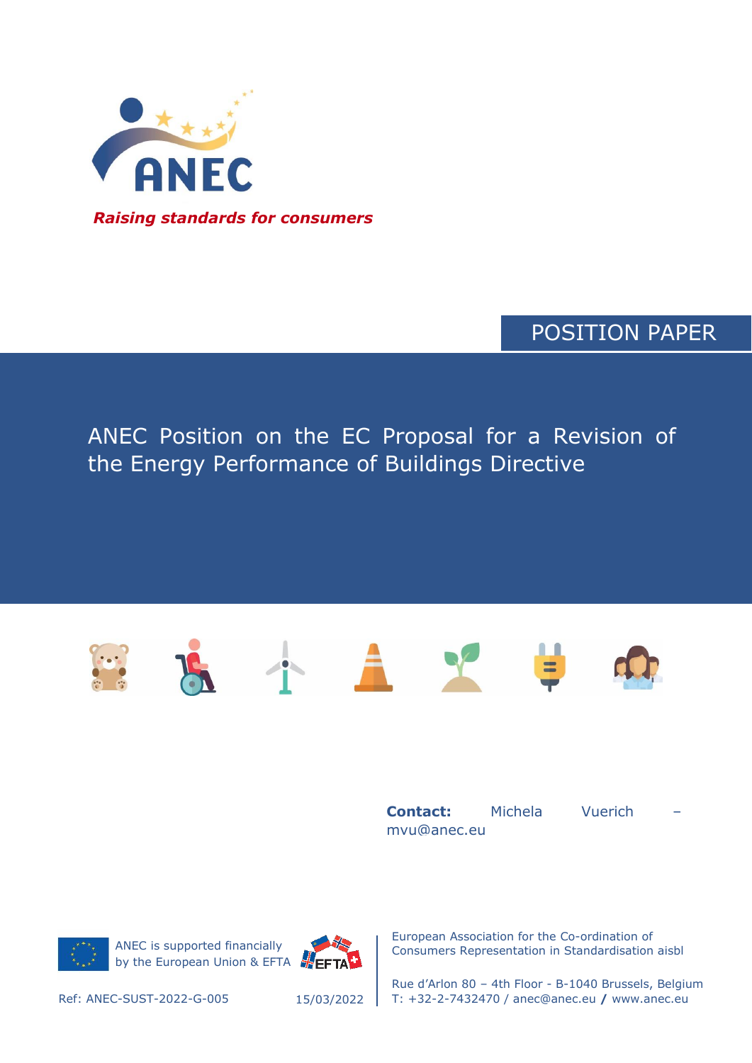ANEC

*Raising standards for consumers*

POSITION PAPER

# ANEC Position on the EC Proposal for a Revision of the Energy Performance of Buildings Directive

**Contact:** Michela Vuerich – mvu@anec.eu

ANEC is supported financially by the European Union & EFTA

Ref: ANEC-SUST-2022-G-005

15/03/2022

European Association for the Co-ordination of Consumers Representation in Standardisation aisbl

Rue d'Arlon 80 – 4th Floor - B-1040 Brussels, Belgium
T: +32-2-7432470 / anec@anec.eu / www.anec.eu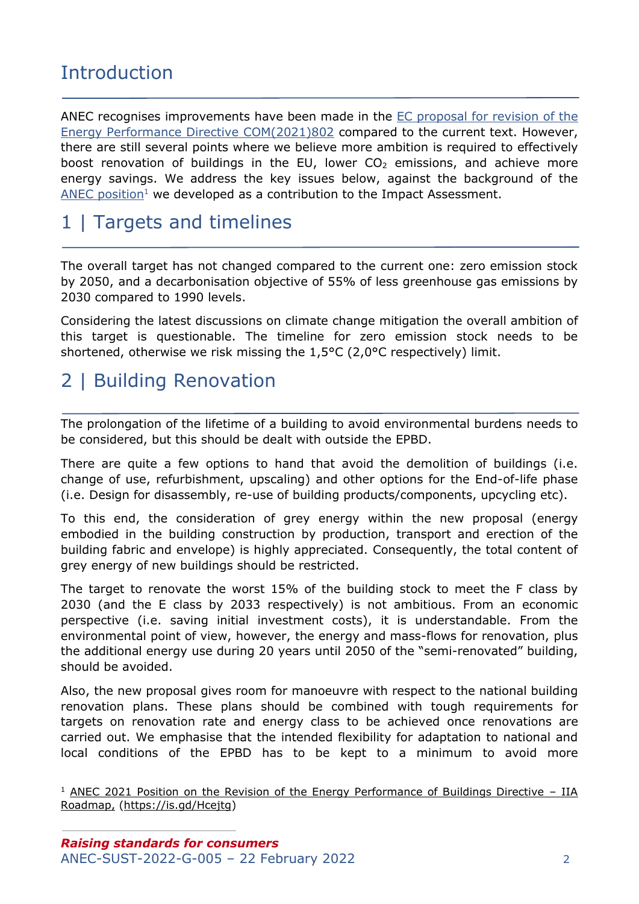## Introduction

ANEC recognises improvements have been made in the EC proposal for revision of the Energy Performance Directive COM(2021)802 compared to the current text. However, there are still several points where we believe more ambition is required to effectively boost renovation of buildings in the EU, lower $CO_2$ emissions, and achieve more energy savings. We address the key issues below, against the background of the ANEC position[1] we developed as a contribution to the Impact Assessment.

## 1 | Targets and timelines

The overall target has not changed compared to the current one: zero emission stock by 2050, and a decarbonisation objective of 55% of less greenhouse gas emissions by 2030 compared to 1990 levels.

Considering the latest discussions on climate change mitigation the overall ambition of this target is questionable. The timeline for zero emission stock needs to be shortened, otherwise we risk missing the 1,5°C (2,0°C respectively) limit.

## 2 | Building Renovation

The prolongation of the lifetime of a building to avoid environmental burdens needs to be considered, but this should be dealt with outside the EPBD.

There are quite a few options to hand that avoid the demolition of buildings (i.e. change of use, refurbishment, upscaling) and other options for the End-of-life phase (i.e. Design for disassembly, re-use of building products/components, upcycling etc).

To this end, the consideration of grey energy within the new proposal (energy embodied in the building construction by production, transport and erection of the building fabric and envelope) is highly appreciated. Consequently, the total content of grey energy of new buildings should be restricted.

The target to renovate the worst 15% of the building stock to meet the F class by 2030 (and the E class by 2033 respectively) is not ambitious. From an economic perspective (i.e. saving initial investment costs), it is understandable. From the environmental point of view, however, the energy and mass-flows for renovation, plus the additional energy use during 20 years until 2050 of the "semi-renovated" building, should be avoided.

Also, the new proposal gives room for manoeuvre with respect to the national building renovation plans. These plans should be combined with tough requirements for targets on renovation rate and energy class to be achieved once renovations are carried out. We emphasise that the intended flexibility for adaptation to national and local conditions of the EPBD has to be kept to a minimum to avoid more

[1] ANEC 2021 Position on the Revision of the Energy Performance of Buildings Directive – IIA Roadmap, (https://is.gd/Hcejtg)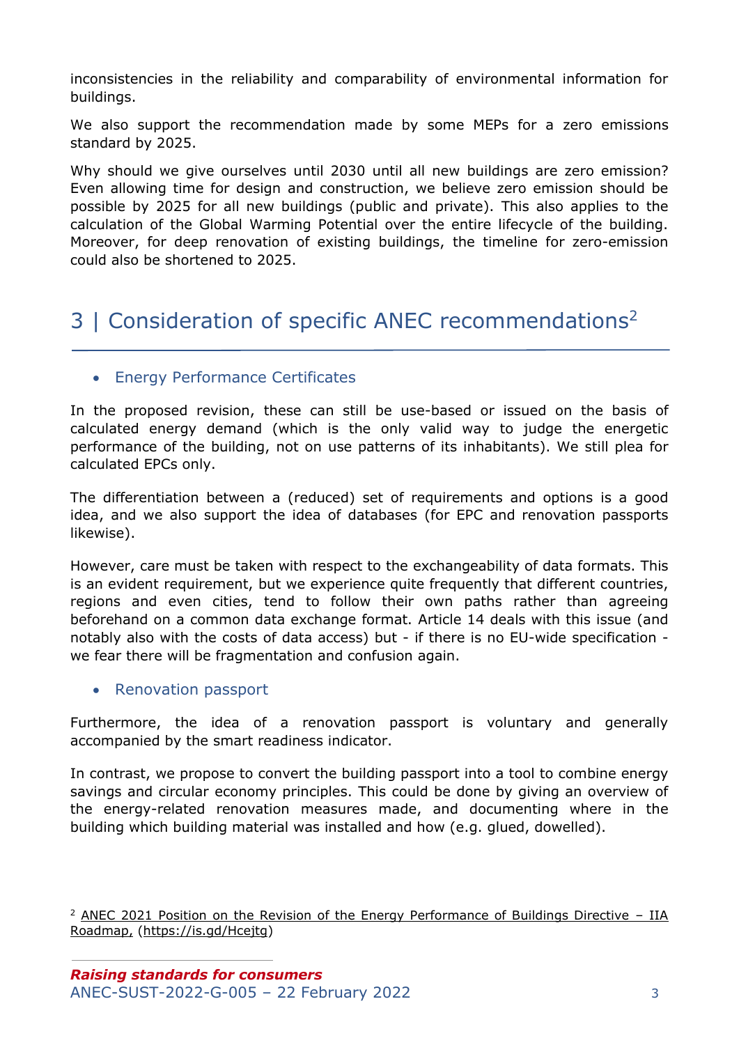inconsistencies in the reliability and comparability of environmental information for buildings.

We also support the recommendation made by some MEPs for a zero emissions standard by 2025.

Why should we give ourselves until 2030 until all new buildings are zero emission? Even allowing time for design and construction, we believe zero emission should be possible by 2025 for all new buildings (public and private). This also applies to the calculation of the Global Warming Potential over the entire lifecycle of the building. Moreover, for deep renovation of existing buildings, the timeline for zero-emission could also be shortened to 2025.

# 3 | Consideration of specific ANEC recommendations[2]

- Energy Performance Certificates

In the proposed revision, these can still be use-based or issued on the basis of calculated energy demand (which is the only valid way to judge the energetic performance of the building, not on use patterns of its inhabitants). We still plea for calculated EPCs only.

The differentiation between a (reduced) set of requirements and options is a good idea, and we also support the idea of databases (for EPC and renovation passports likewise).

However, care must be taken with respect to the exchangeability of data formats. This is an evident requirement, but we experience quite frequently that different countries, regions and even cities, tend to follow their own paths rather than agreeing beforehand on a common data exchange format. Article 14 deals with this issue (and notably also with the costs of data access) but - if there is no EU-wide specification - we fear there will be fragmentation and confusion again.

- Renovation passport

Furthermore, the idea of a renovation passport is voluntary and generally accompanied by the smart readiness indicator.

In contrast, we propose to convert the building passport into a tool to combine energy savings and circular economy principles. This could be done by giving an overview of the energy-related renovation measures made, and documenting where in the building which building material was installed and how (e.g. glued, dowelled).

[2] ANEC 2021 Position on the Revision of the Energy Performance of Buildings Directive – IIA Roadmap, (https://is.gd/Hcejtg)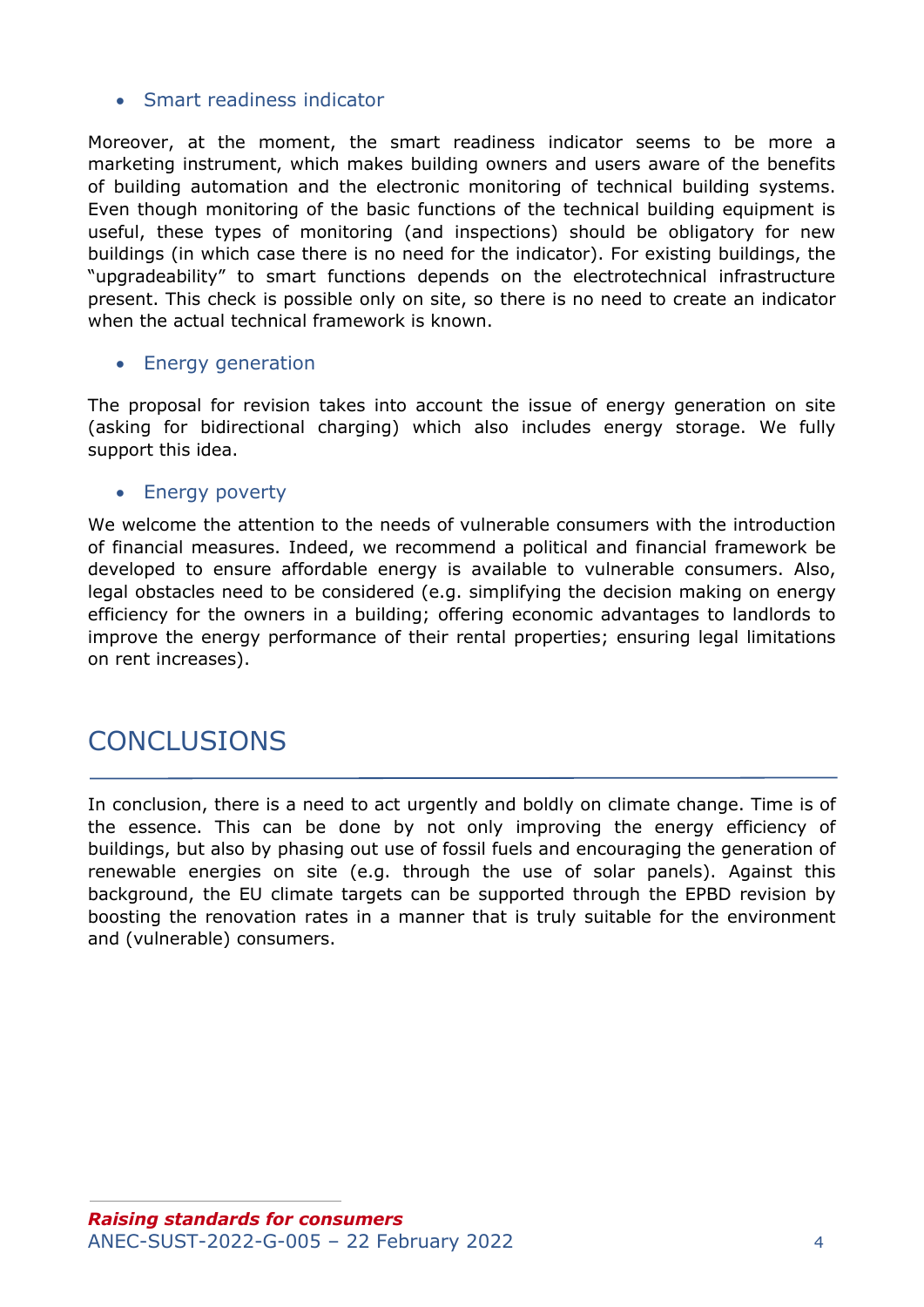- Smart readiness indicator

Moreover, at the moment, the smart readiness indicator seems to be more a marketing instrument, which makes building owners and users aware of the benefits of building automation and the electronic monitoring of technical building systems. Even though monitoring of the basic functions of the technical building equipment is useful, these types of monitoring (and inspections) should be obligatory for new buildings (in which case there is no need for the indicator). For existing buildings, the "upgradeability" to smart functions depends on the electrotechnical infrastructure present. This check is possible only on site, so there is no need to create an indicator when the actual technical framework is known.

- Energy generation

The proposal for revision takes into account the issue of energy generation on site (asking for bidirectional charging) which also includes energy storage. We fully support this idea.

- Energy poverty

We welcome the attention to the needs of vulnerable consumers with the introduction of financial measures. Indeed, we recommend a political and financial framework be developed to ensure affordable energy is available to vulnerable consumers. Also, legal obstacles need to be considered (e.g. simplifying the decision making on energy efficiency for the owners in a building; offering economic advantages to landlords to improve the energy performance of their rental properties; ensuring legal limitations on rent increases).

# CONCLUSIONS

In conclusion, there is a need to act urgently and boldly on climate change. Time is of the essence. This can be done by not only improving the energy efficiency of buildings, but also by phasing out use of fossil fuels and encouraging the generation of renewable energies on site (e.g. through the use of solar panels). Against this background, the EU climate targets can be supported through the EPBD revision by boosting the renovation rates in a manner that is truly suitable for the environment and (vulnerable) consumers.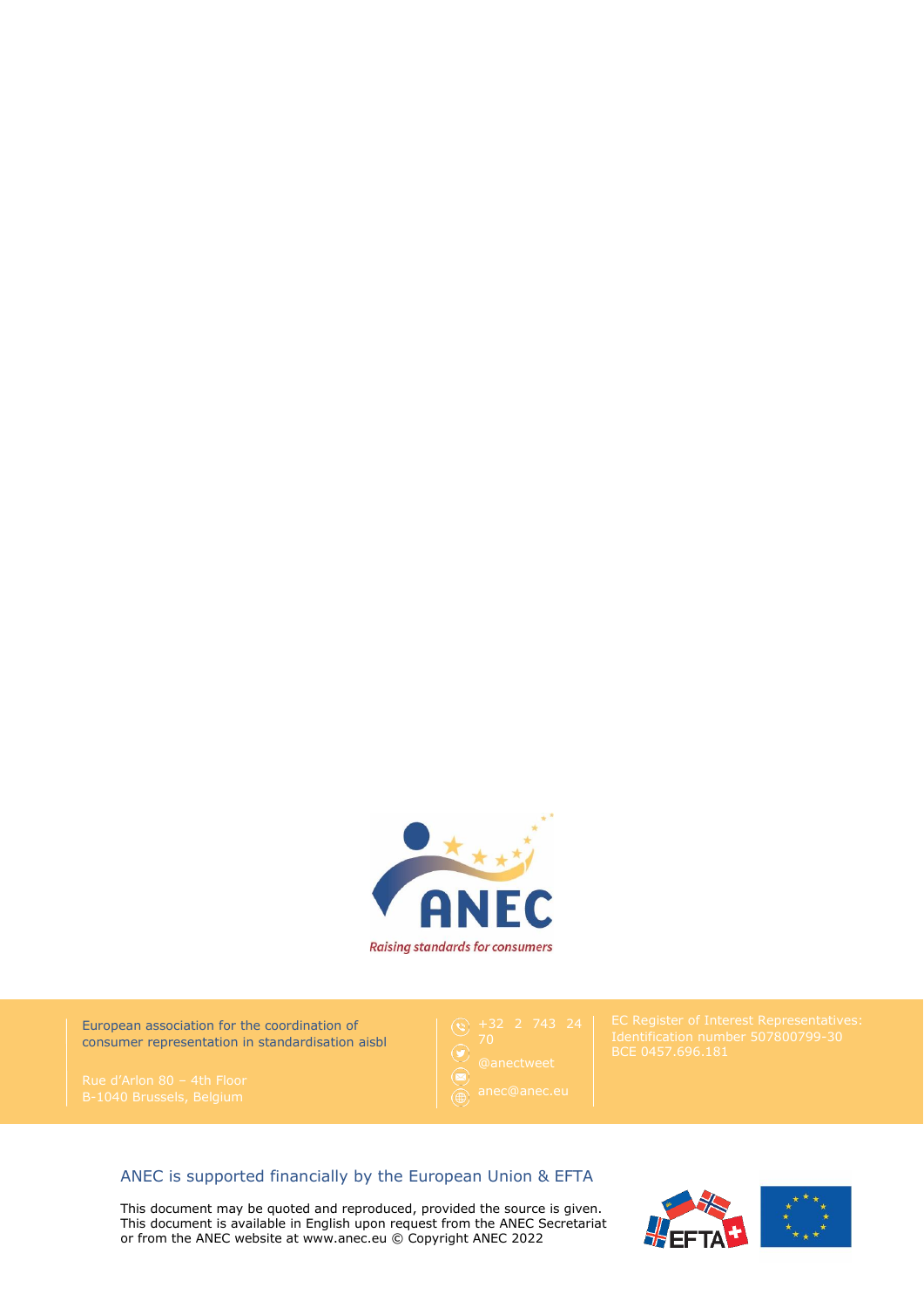ANEC

*Raising standards for consumers*

European association for the coordination of consumer representation in standardisation aisbl

Rue d'Arlon 80 – 4th Floor
B-1040 Brussels, Belgium

+32 2 743 24 70
@anectweet
anec@anec.eu

EC Register of Interest Representatives:
Identification number 507800799-30
BCE 0457.696.181

ANEC is supported financially by the European Union & EFTA

This document may be quoted and reproduced, provided the source is given.
This document is available in English upon request from the ANEC Secretariat
or from the ANEC website at www.anec.eu © Copyright ANEC 2022